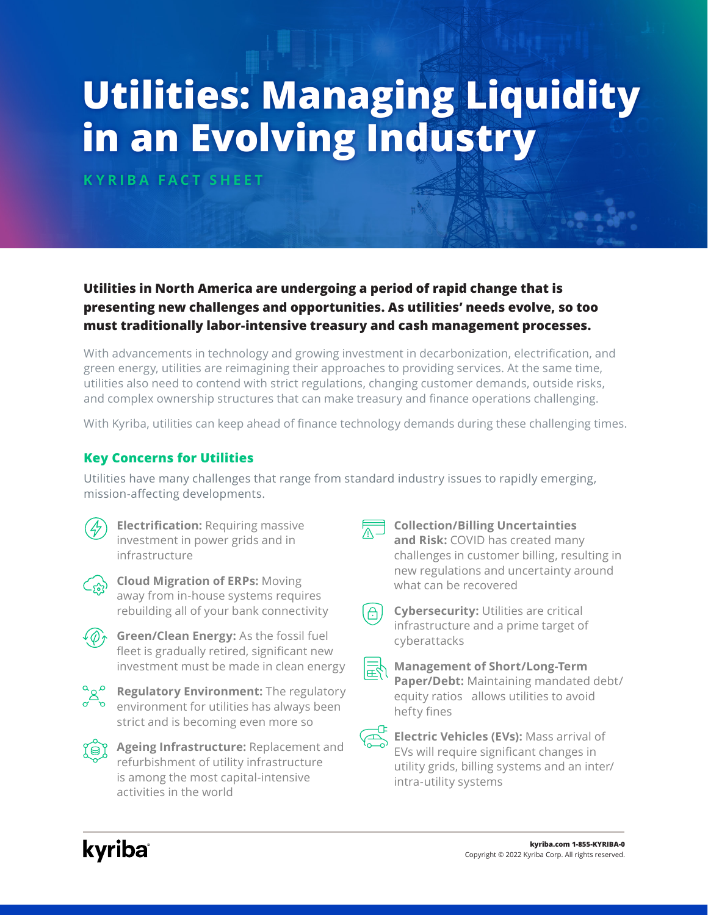# Utilities: Managing Liquidity in an Evolving Industry

KYRIBA FACT SHEET

**Utilities in North America are undergoing a period of rapid change that is presenting new challenges and opportunities. As utilities' needs evolve, so too must traditionally labor-intensive treasury and cash management processes.**

With advancements in technology and growing investment in decarbonization, electrification, and green energy, utilities are reimagining their approaches to providing services. At the same time, utilities also need to contend with strict regulations, changing customer demands, outside risks, and complex ownership structures that can make treasury and finance operations challenging.

With Kyriba, utilities can keep ahead of finance technology demands during these challenging times.

## Key Concerns for Utilities

Utilities have many challenges that range from standard industry issues to rapidly emerging, mission-affecting developments.

- **Electrification:** Requiring massive investment in power grids and in infrastructure
- **Cloud Migration of ERPs:** Moving away from in-house systems requires rebuilding all of your bank connectivity
- **Green/Clean Energy:** As the fossil fuel fleet is gradually retired, significant new investment must be made in clean energy
- **Regulatory Environment:** The regulatory environment for utilities has always been strict and is becoming even more so
- **Ageing Infrastructure:** Replacement and refurbishment of utility infrastructure is among the most capital-intensive activities in the world
- **Collection/Billing Uncertainties and Risk:** COVID has created many challenges in customer billing, resulting in new regulations and uncertainty around what can be recovered
- **Cybersecurity:** Utilities are critical infrastructure and a prime target of cyberattacks
- **Management of Short/Long-Term Paper/Debt:** Maintaining mandated debt/ equity ratios allows utilities to avoid hefty fines
- **Electric Vehicles (EVs):** Mass arrival of EVs will require significant changes in utility grids, billing systems and an inter/ intra-utility systems

kyriba

kyriba.com 1-855-KYRIBA-0
Copyright © 2022 Kyriba Corp. All rights reserved.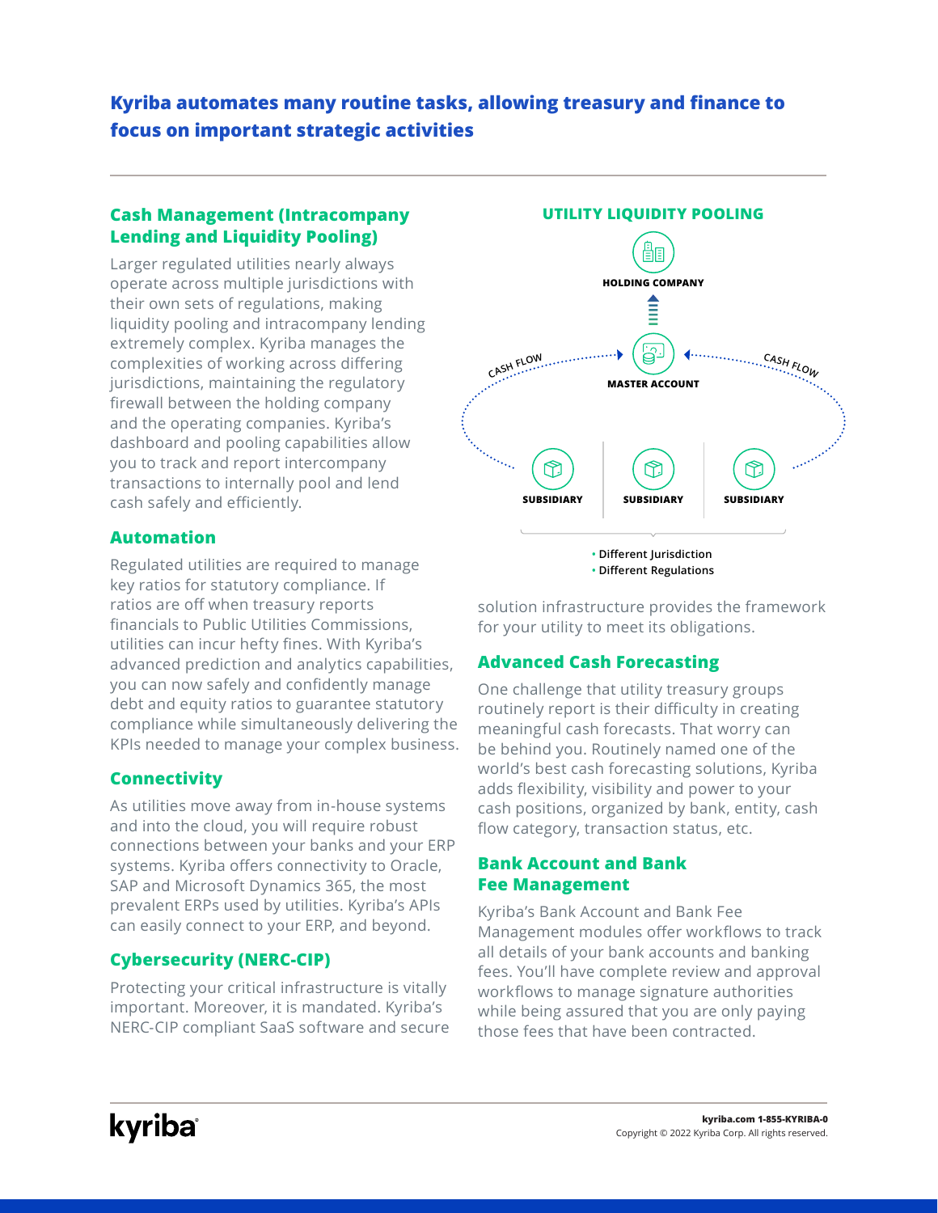## Kyriba automates many routine tasks, allowing treasury and finance to focus on important strategic activities

### Cash Management (Intracompany Lending and Liquidity Pooling)

Larger regulated utilities nearly always operate across multiple jurisdictions with their own sets of regulations, making liquidity pooling and intracompany lending extremely complex. Kyriba manages the complexities of working across differing jurisdictions, maintaining the regulatory firewall between the holding company and the operating companies. Kyriba's dashboard and pooling capabilities allow you to track and report intercompany transactions to internally pool and lend cash safely and efficiently.

UTILITY LIQUIDITY POOLING

HOLDING COMPANY

CASH FLOW

MASTER ACCOUNT

CASH FLOW

SUBSIDIARY

SUBSIDIARY

SUBSIDIARY

- Different Jurisdiction
- Different Regulations

### Automation

Regulated utilities are required to manage key ratios for statutory compliance. If ratios are off when treasury reports financials to Public Utilities Commissions, utilities can incur hefty fines. With Kyriba's advanced prediction and analytics capabilities, you can now safely and confidently manage debt and equity ratios to guarantee statutory compliance while simultaneously delivering the KPIs needed to manage your complex business.

### Connectivity

As utilities move away from in-house systems and into the cloud, you will require robust connections between your banks and your ERP systems. Kyriba offers connectivity to Oracle, SAP and Microsoft Dynamics 365, the most prevalent ERPs used by utilities. Kyriba's APIs can easily connect to your ERP, and beyond.

### Cybersecurity (NERC-CIP)

Protecting your critical infrastructure is vitally important. Moreover, it is mandated. Kyriba's NERC-CIP compliant SaaS software and secure solution infrastructure provides the framework for your utility to meet its obligations.

### Advanced Cash Forecasting

One challenge that utility treasury groups routinely report is their difficulty in creating meaningful cash forecasts. That worry can be behind you. Routinely named one of the world's best cash forecasting solutions, Kyriba adds flexibility, visibility and power to your cash positions, organized by bank, entity, cash flow category, transaction status, etc.

### Bank Account and Bank Fee Management

Kyriba's Bank Account and Bank Fee Management modules offer workflows to track all details of your bank accounts and banking fees. You'll have complete review and approval workflows to manage signature authorities while being assured that you are only paying those fees that have been contracted.

kyriba

kyriba.com 1-855-KYRIBA-0
Copyright © 2022 Kyriba Corp. All rights reserved.